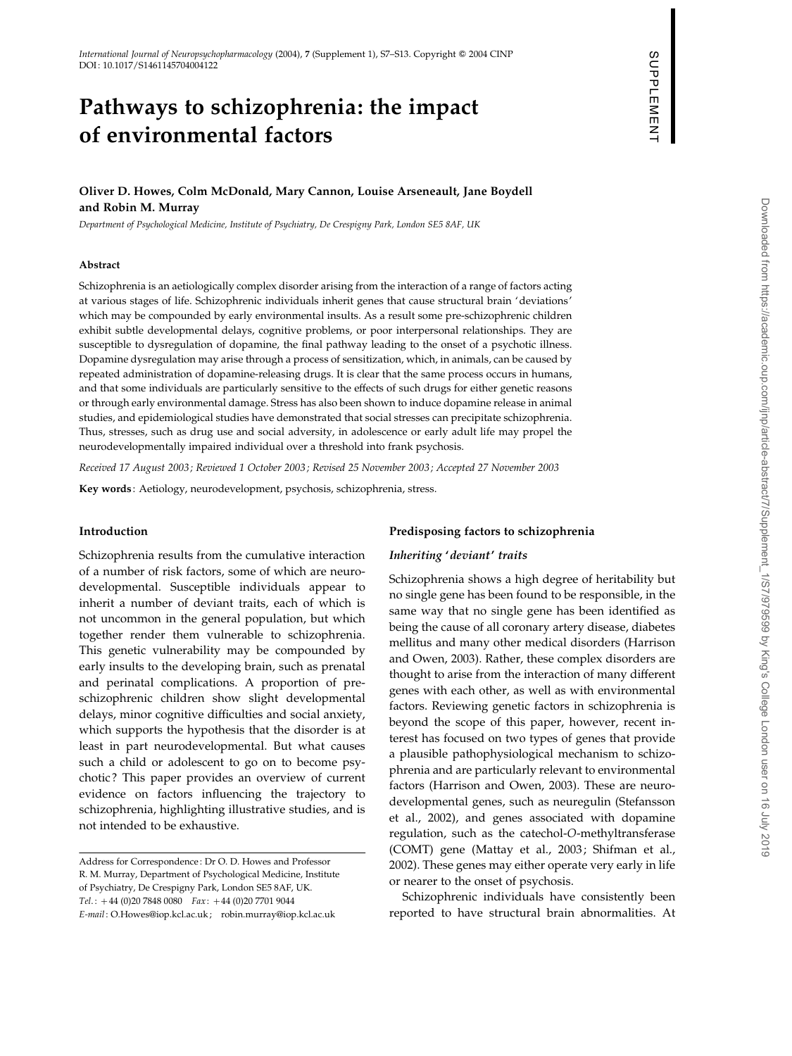# Pathways to schizophrenia: the impact of environmental factors

**Oliver D. Howes, Colm McDonald, Mary Cannon, Louise Arseneault, Jane Boydell and Robin M. Murray**

*Department of Psychological Medicine, Institute of Psychiatry, De Crespigny Park, London SE5 8AF, UK*

#### Abstract

Schizophrenia is an aetiologically complex disorder arising from the interaction of a range of factors acting at various stages of life. Schizophrenic individuals inherit genes that cause structural brain 'deviations' which may be compounded by early environmental insults. As a result some pre-schizophrenic children exhibit subtle developmental delays, cognitive problems, or poor interpersonal relationships. They are susceptible to dysregulation of dopamine, the final pathway leading to the onset of a psychotic illness. Dopamine dysregulation may arise through a process of sensitization, which, in animals, can be caused by repeated administration of dopamine-releasing drugs. It is clear that the same process occurs in humans, and that some individuals are particularly sensitive to the effects of such drugs for either genetic reasons or through early environmental damage. Stress has also been shown to induce dopamine release in animal studies, and epidemiological studies have demonstrated that social stresses can precipitate schizophrenia. Thus, stresses, such as drug use and social adversity, in adolescence or early adult life may propel the neurodevelopmentally impaired individual over a threshold into frank psychosis.

*Received 17 August 2003; Reviewed 1 October 2003; Revised 25 November 2003; Accepted 27 November 2003*

**Key words**: Aetiology, neurodevelopment, psychosis, schizophrenia, stress.

## Introduction

Schizophrenia results from the cumulative interaction of a number of risk factors, some of which are neurodevelopmental. Susceptible individuals appear to inherit a number of deviant traits, each of which is not uncommon in the general population, but which together render them vulnerable to schizophrenia. This genetic vulnerability may be compounded by early insults to the developing brain, such as prenatal and perinatal complications. A proportion of pre-schizophrenic children show slight developmental delays, minor cognitive difficulties and social anxiety, which supports the hypothesis that the disorder is at least in part neurodevelopmental. But what causes such a child or adolescent to go on to become psychotic? This paper provides an overview of current evidence on factors influencing the trajectory to schizophrenia, highlighting illustrative studies, and is not intended to be exhaustive.

Address for Correspondence: Dr O. D. Howes and Professor R. M. Murray, Department of Psychological Medicine, Institute of Psychiatry, De Crespigny Park, London SE5 8AF, UK.
*Tel.*: +44 (0)20 7848 0080 *Fax*: +44 (0)20 7701 9044
*E-mail*: O.Howes@iop.kcl.ac.uk; robin.murray@iop.kcl.ac.uk

## Predisposing factors to schizophrenia

### *Inheriting 'deviant' traits*

Schizophrenia shows a high degree of heritability but no single gene has been found to be responsible, in the same way that no single gene has been identified as being the cause of all coronary artery disease, diabetes mellitus and many other medical disorders (Harrison and Owen, 2003). Rather, these complex disorders are thought to arise from the interaction of many different genes with each other, as well as with environmental factors. Reviewing genetic factors in schizophrenia is beyond the scope of this paper, however, recent interest has focused on two types of genes that provide a plausible pathophysiological mechanism to schizophrenia and are particularly relevant to environmental factors (Harrison and Owen, 2003). These are neurodevelopmental genes, such as neuregulin (Stefansson et al., 2002), and genes associated with dopamine regulation, such as the catechol-*O*-methyltransferase (COMT) gene (Mattay et al., 2003; Shifman et al., 2002). These genes may either operate very early in life or nearer to the onset of psychosis.

Schizophrenic individuals have consistently been reported to have structural brain abnormalities. At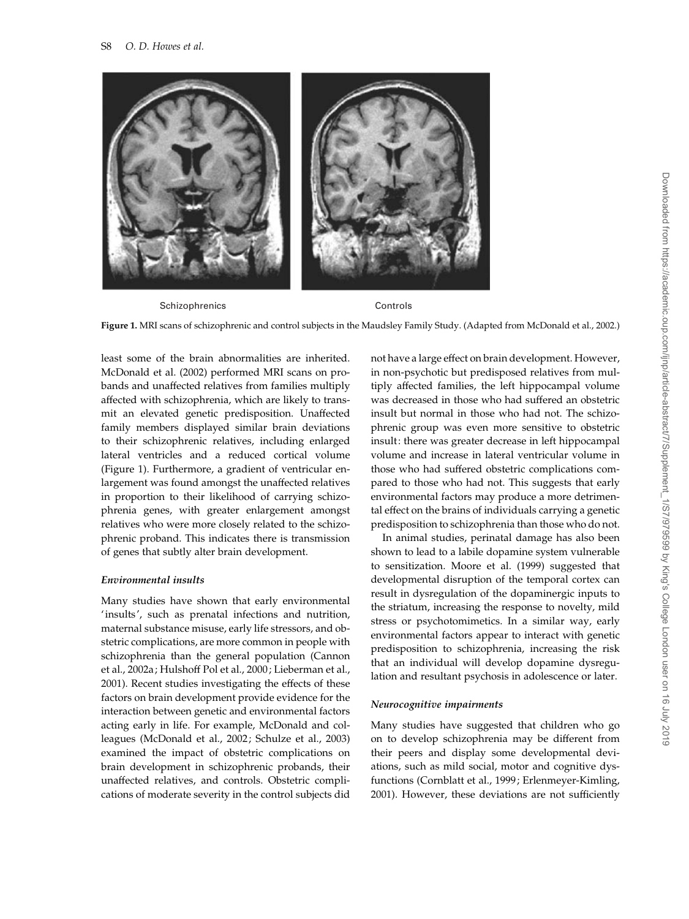Schizophrenics

Controls

**Figure 1.** MRI scans of schizophrenic and control subjects in the Maudsley Family Study. (Adapted from McDonald et al., 2002.)

least some of the brain abnormalities are inherited. McDonald et al. (2002) performed MRI scans on probands and unaffected relatives from families multiply affected with schizophrenia, which are likely to transmit an elevated genetic predisposition. Unaffected family members displayed similar brain deviations to their schizophrenic relatives, including enlarged lateral ventricles and a reduced cortical volume (Figure 1). Furthermore, a gradient of ventricular enlargement was found amongst the unaffected relatives in proportion to their likelihood of carrying schizophrenia genes, with greater enlargement amongst relatives who were more closely related to the schizophrenic proband. This indicates there is transmission of genes that subtly alter brain development.

### *Environmental insults*

Many studies have shown that early environmental 'insults', such as prenatal infections and nutrition, maternal substance misuse, early life stressors, and obstetric complications, are more common in people with schizophrenia than the general population (Cannon et al., 2002a; Hulshoff Pol et al., 2000; Lieberman et al., 2001). Recent studies investigating the effects of these factors on brain development provide evidence for the interaction between genetic and environmental factors acting early in life. For example, McDonald and colleagues (McDonald et al., 2002; Schulze et al., 2003) examined the impact of obstetric complications on brain development in schizophrenic probands, their unaffected relatives, and controls. Obstetric complications of moderate severity in the control subjects did not have a large effect on brain development. However, in non-psychotic but predisposed relatives from multiply affected families, the left hippocampal volume was decreased in those who had suffered an obstetric insult but normal in those who had not. The schizophrenic group was even more sensitive to obstetric insult: there was greater decrease in left hippocampal volume and increase in lateral ventricular volume in those who had suffered obstetric complications compared to those who had not. This suggests that early environmental factors may produce a more detrimental effect on the brains of individuals carrying a genetic predisposition to schizophrenia than those who do not.

In animal studies, perinatal damage has also been shown to lead to a labile dopamine system vulnerable to sensitization. Moore et al. (1999) suggested that developmental disruption of the temporal cortex can result in dysregulation of the dopaminergic inputs to the striatum, increasing the response to novelty, mild stress or psychotomimetics. In a similar way, early environmental factors appear to interact with genetic predisposition to schizophrenia, increasing the risk that an individual will develop dopamine dysregulation and resultant psychosis in adolescence or later.

### *Neurocognitive impairments*

Many studies have suggested that children who go on to develop schizophrenia may be different from their peers and display some developmental deviations, such as mild social, motor and cognitive dysfunctions (Cornblatt et al., 1999; Erlenmeyer-Kimling, 2001). However, these deviations are not sufficiently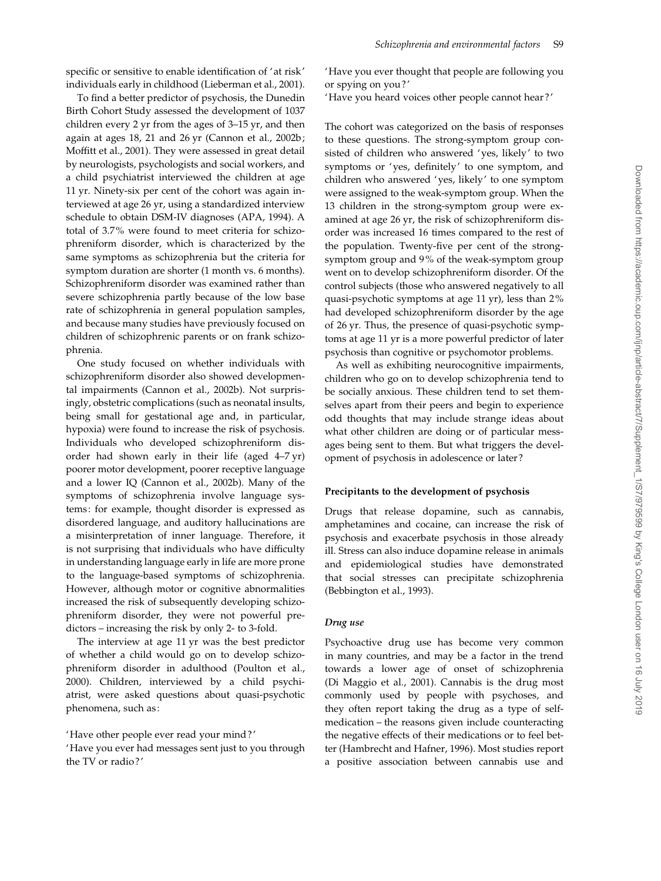specific or sensitive to enable identification of 'at risk' individuals early in childhood (Lieberman et al., 2001).

To find a better predictor of psychosis, the Dunedin Birth Cohort Study assessed the development of 1037 children every 2 yr from the ages of 3–15 yr, and then again at ages 18, 21 and 26 yr (Cannon et al., 2002b; Moffitt et al., 2001). They were assessed in great detail by neurologists, psychologists and social workers, and a child psychiatrist interviewed the children at age 11 yr. Ninety-six per cent of the cohort was again interviewed at age 26 yr, using a standardized interview schedule to obtain DSM-IV diagnoses (APA, 1994). A total of 3.7% were found to meet criteria for schizophreniform disorder, which is characterized by the same symptoms as schizophrenia but the criteria for symptom duration are shorter (1 month vs. 6 months). Schizophreniform disorder was examined rather than severe schizophrenia partly because of the low base rate of schizophrenia in general population samples, and because many studies have previously focused on children of schizophrenic parents or on frank schizophrenia.

One study focused on whether individuals with schizophreniform disorder also showed developmental impairments (Cannon et al., 2002b). Not surprisingly, obstetric complications (such as neonatal insults, being small for gestational age and, in particular, hypoxia) were found to increase the risk of psychosis. Individuals who developed schizophreniform disorder had shown early in their life (aged 4–7 yr) poorer motor development, poorer receptive language and a lower IQ (Cannon et al., 2002b). Many of the symptoms of schizophrenia involve language systems: for example, thought disorder is expressed as disordered language, and auditory hallucinations are a misinterpretation of inner language. Therefore, it is not surprising that individuals who have difficulty in understanding language early in life are more prone to the language-based symptoms of schizophrenia. However, although motor or cognitive abnormalities increased the risk of subsequently developing schizophreniform disorder, they were not powerful predictors – increasing the risk by only 2- to 3-fold.

The interview at age 11 yr was the best predictor of whether a child would go on to develop schizophreniform disorder in adulthood (Poulton et al., 2000). Children, interviewed by a child psychiatrist, were asked questions about quasi-psychotic phenomena, such as:

'Have other people ever read your mind?'
'Have you ever had messages sent just to you through the TV or radio?'
'Have you ever thought that people are following you or spying on you?'
'Have you heard voices other people cannot hear?'

The cohort was categorized on the basis of responses to these questions. The strong-symptom group consisted of children who answered 'yes, likely' to two symptoms or 'yes, definitely' to one symptom, and children who answered 'yes, likely' to one symptom were assigned to the weak-symptom group. When the 13 children in the strong-symptom group were examined at age 26 yr, the risk of schizophreniform disorder was increased 16 times compared to the rest of the population. Twenty-five per cent of the strong-symptom group and 9% of the weak-symptom group went on to develop schizophreniform disorder. Of the control subjects (those who answered negatively to all quasi-psychotic symptoms at age 11 yr), less than 2% had developed schizophreniform disorder by the age of 26 yr. Thus, the presence of quasi-psychotic symptoms at age 11 yr is a more powerful predictor of later psychosis than cognitive or psychomotor problems.

As well as exhibiting neurocognitive impairments, children who go on to develop schizophrenia tend to be socially anxious. These children tend to set themselves apart from their peers and begin to experience odd thoughts that may include strange ideas about what other children are doing or of particular messages being sent to them. But what triggers the development of psychosis in adolescence or later?

## Precipitants to the development of psychosis

Drugs that release dopamine, such as cannabis, amphetamines and cocaine, can increase the risk of psychosis and exacerbate psychosis in those already ill. Stress can also induce dopamine release in animals and epidemiological studies have demonstrated that social stresses can precipitate schizophrenia (Bebbington et al., 1993).

### *Drug use*

Psychoactive drug use has become very common in many countries, and may be a factor in the trend towards a lower age of onset of schizophrenia (Di Maggio et al., 2001). Cannabis is the drug most commonly used by people with psychoses, and they often report taking the drug as a type of self-medication – the reasons given include counteracting the negative effects of their medications or to feel better (Hambrecht and Hafner, 1996). Most studies report a positive association between cannabis use and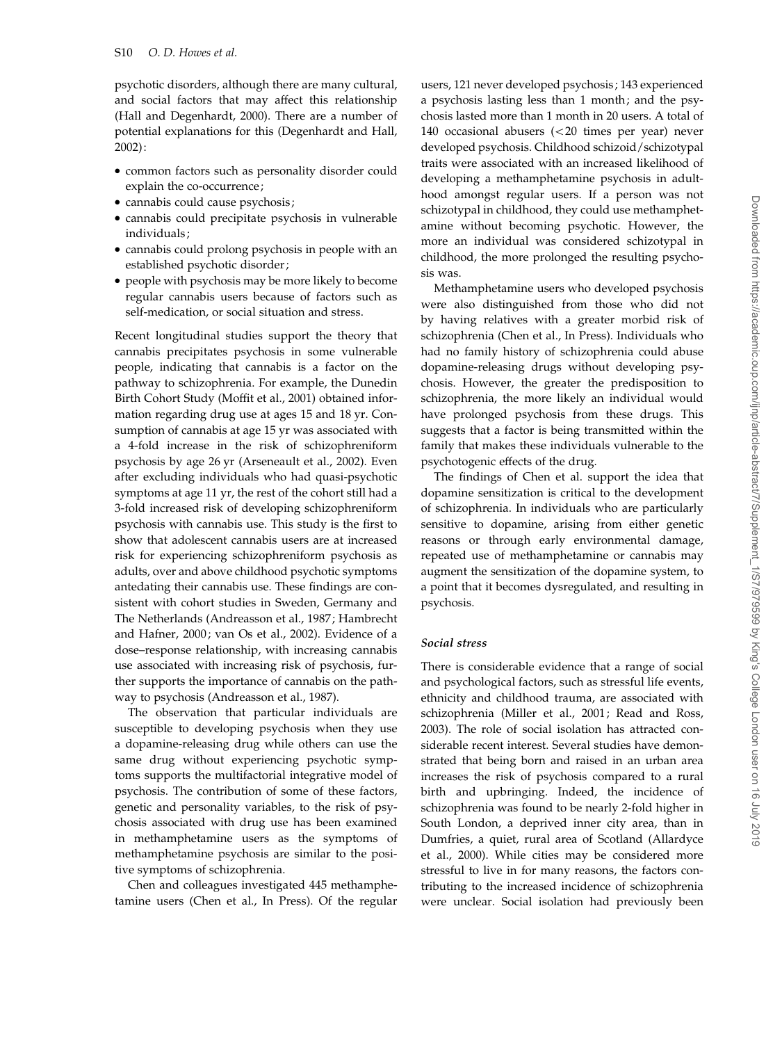psychotic disorders, although there are many cultural, and social factors that may affect this relationship (Hall and Degenhardt, 2000). There are a number of potential explanations for this (Degenhardt and Hall, 2002):

- common factors such as personality disorder could explain the co-occurrence;
- cannabis could cause psychosis;
- cannabis could precipitate psychosis in vulnerable individuals;
- cannabis could prolong psychosis in people with an established psychotic disorder;
- people with psychosis may be more likely to become regular cannabis users because of factors such as self-medication, or social situation and stress.

Recent longitudinal studies support the theory that cannabis precipitates psychosis in some vulnerable people, indicating that cannabis is a factor on the pathway to schizophrenia. For example, the Dunedin Birth Cohort Study (Moffit et al., 2001) obtained information regarding drug use at ages 15 and 18 yr. Consumption of cannabis at age 15 yr was associated with a 4-fold increase in the risk of schizophreniform psychosis by age 26 yr (Arseneault et al., 2002). Even after excluding individuals who had quasi-psychotic symptoms at age 11 yr, the rest of the cohort still had a 3-fold increased risk of developing schizophreniform psychosis with cannabis use. This study is the first to show that adolescent cannabis users are at increased risk for experiencing schizophreniform psychosis as adults, over and above childhood psychotic symptoms antedating their cannabis use. These findings are consistent with cohort studies in Sweden, Germany and The Netherlands (Andreasson et al., 1987; Hambrecht and Hafner, 2000; van Os et al., 2002). Evidence of a dose–response relationship, with increasing cannabis use associated with increasing risk of psychosis, further supports the importance of cannabis on the pathway to psychosis (Andreasson et al., 1987).

The observation that particular individuals are susceptible to developing psychosis when they use a dopamine-releasing drug while others can use the same drug without experiencing psychotic symptoms supports the multifactorial integrative model of psychosis. The contribution of some of these factors, genetic and personality variables, to the risk of psychosis associated with drug use has been examined in methamphetamine users as the symptoms of methamphetamine psychosis are similar to the positive symptoms of schizophrenia.

Chen and colleagues investigated 445 methamphetamine users (Chen et al., In Press). Of the regular users, 121 never developed psychosis; 143 experienced a psychosis lasting less than 1 month; and the psychosis lasted more than 1 month in 20 users. A total of 140 occasional abusers (<20 times per year) never developed psychosis. Childhood schizoid/schizotypal traits were associated with an increased likelihood of developing a methamphetamine psychosis in adulthood amongst regular users. If a person was not schizotypal in childhood, they could use methamphetamine without becoming psychotic. However, the more an individual was considered schizotypal in childhood, the more prolonged the resulting psychosis was.

Methamphetamine users who developed psychosis were also distinguished from those who did not by having relatives with a greater morbid risk of schizophrenia (Chen et al., In Press). Individuals who had no family history of schizophrenia could abuse dopamine-releasing drugs without developing psychosis. However, the greater the predisposition to schizophrenia, the more likely an individual would have prolonged psychosis from these drugs. This suggests that a factor is being transmitted within the family that makes these individuals vulnerable to the psychotogenic effects of the drug.

The findings of Chen et al. support the idea that dopamine sensitization is critical to the development of schizophrenia. In individuals who are particularly sensitive to dopamine, arising from either genetic reasons or through early environmental damage, repeated use of methamphetamine or cannabis may augment the sensitization of the dopamine system, to a point that it becomes dysregulated, and resulting in psychosis.

### *Social stress*

There is considerable evidence that a range of social and psychological factors, such as stressful life events, ethnicity and childhood trauma, are associated with schizophrenia (Miller et al., 2001; Read and Ross, 2003). The role of social isolation has attracted considerable recent interest. Several studies have demonstrated that being born and raised in an urban area increases the risk of psychosis compared to a rural birth and upbringing. Indeed, the incidence of schizophrenia was found to be nearly 2-fold higher in South London, a deprived inner city area, than in Dumfries, a quiet, rural area of Scotland (Allardyce et al., 2000). While cities may be considered more stressful to live in for many reasons, the factors contributing to the increased incidence of schizophrenia were unclear. Social isolation had previously been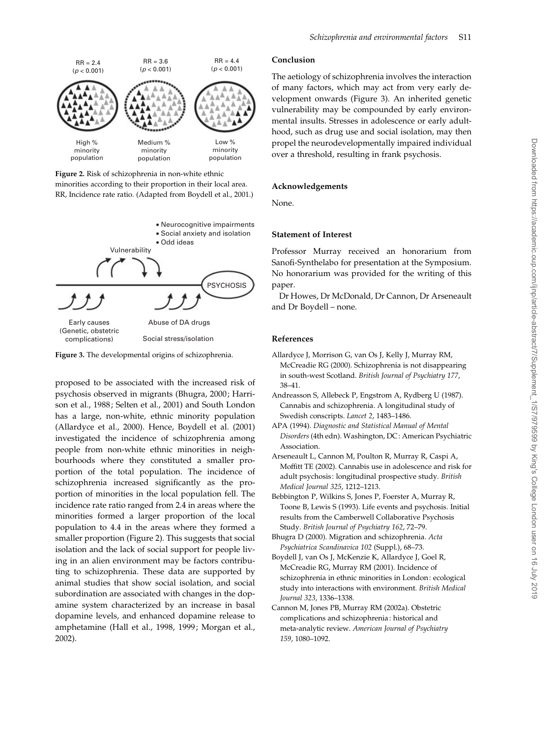RR = 2.4 ($p < 0.001$)

RR = 3.6 ($p < 0.001$)

RR = 4.4 ($p < 0.001$)

High % minority population

Medium % minority population

Low % minority population

**Figure 2.** Risk of schizophrenia in non-white ethnic minorities according to their proportion in their local area. RR, Incidence rate ratio. (Adapted from Boydell et al., 2001.)

• Neurocognitive impairments
• Social anxiety and isolation
• Odd ideas

Vulnerability

PSYCHOSIS

Early causes (Genetic, obstetric complications)

Abuse of DA drugs

Social stress/isolation

**Figure 3.** The developmental origins of schizophrenia.

proposed to be associated with the increased risk of psychosis observed in migrants (Bhugra, 2000; Harrison et al., 1988; Selten et al., 2001) and South London has a large, non-white, ethnic minority population (Allardyce et al., 2000). Hence, Boydell et al. (2001) investigated the incidence of schizophrenia among people from non-white ethnic minorities in neighbourhoods where they constituted a smaller proportion of the total population. The incidence of schizophrenia increased significantly as the proportion of minorities in the local population fell. The incidence rate ratio ranged from 2.4 in areas where the minorities formed a larger proportion of the local population to 4.4 in the areas where they formed a smaller proportion (Figure 2). This suggests that social isolation and the lack of social support for people living in an alien environment may be factors contributing to schizophrenia. These data are supported by animal studies that show social isolation, and social subordination are associated with changes in the dopamine system characterized by an increase in basal dopamine levels, and enhanced dopamine release to amphetamine (Hall et al., 1998, 1999; Morgan et al., 2002).

## Conclusion

The aetiology of schizophrenia involves the interaction of many factors, which may act from very early development onwards (Figure 3). An inherited genetic vulnerability may be compounded by early environmental insults. Stresses in adolescence or early adulthood, such as drug use and social isolation, may then propel the neurodevelopmentally impaired individual over a threshold, resulting in frank psychosis.

## Acknowledgements

None.

## Statement of Interest

Professor Murray received an honorarium from Sanofi-Synthelabo for presentation at the Symposium. No honorarium was provided for the writing of this paper.

Dr Howes, Dr McDonald, Dr Cannon, Dr Arseneault and Dr Boydell – none.

## References

Allardyce J, Morrison G, van Os J, Kelly J, Murray RM, McCreadie RG (2000). Schizophrenia is not disappearing in south-west Scotland. *British Journal of Psychiatry 177*, 38–41.

Andreasson S, Allebeck P, Engstrom A, Rydberg U (1987). Cannabis and schizophrenia. A longitudinal study of Swedish conscripts. *Lancet 2*, 1483–1486.

APA (1994). *Diagnostic and Statistical Manual of Mental Disorders* (4th edn). Washington, DC: American Psychiatric Association.

Arseneault L, Cannon M, Poulton R, Murray R, Caspi A, Moffitt TE (2002). Cannabis use in adolescence and risk for adult psychosis: longitudinal prospective study. *British Medical Journal 325*, 1212–1213.

Bebbington P, Wilkins S, Jones P, Foerster A, Murray R, Toone B, Lewis S (1993). Life events and psychosis. Initial results from the Camberwell Collaborative Psychosis Study. *British Journal of Psychiatry 162*, 72–79.

Bhugra D (2000). Migration and schizophrenia. *Acta Psychiatrica Scandinavica 102* (Suppl.), 68–73.

Boydell J, van Os J, McKenzie K, Allardyce J, Goel R, McCreadie RG, Murray RM (2001). Incidence of schizophrenia in ethnic minorities in London: ecological study into interactions with environment. *British Medical Journal 323*, 1336–1338.

Cannon M, Jones PB, Murray RM (2002a). Obstetric complications and schizophrenia: historical and meta-analytic review. *American Journal of Psychiatry 159*, 1080–1092.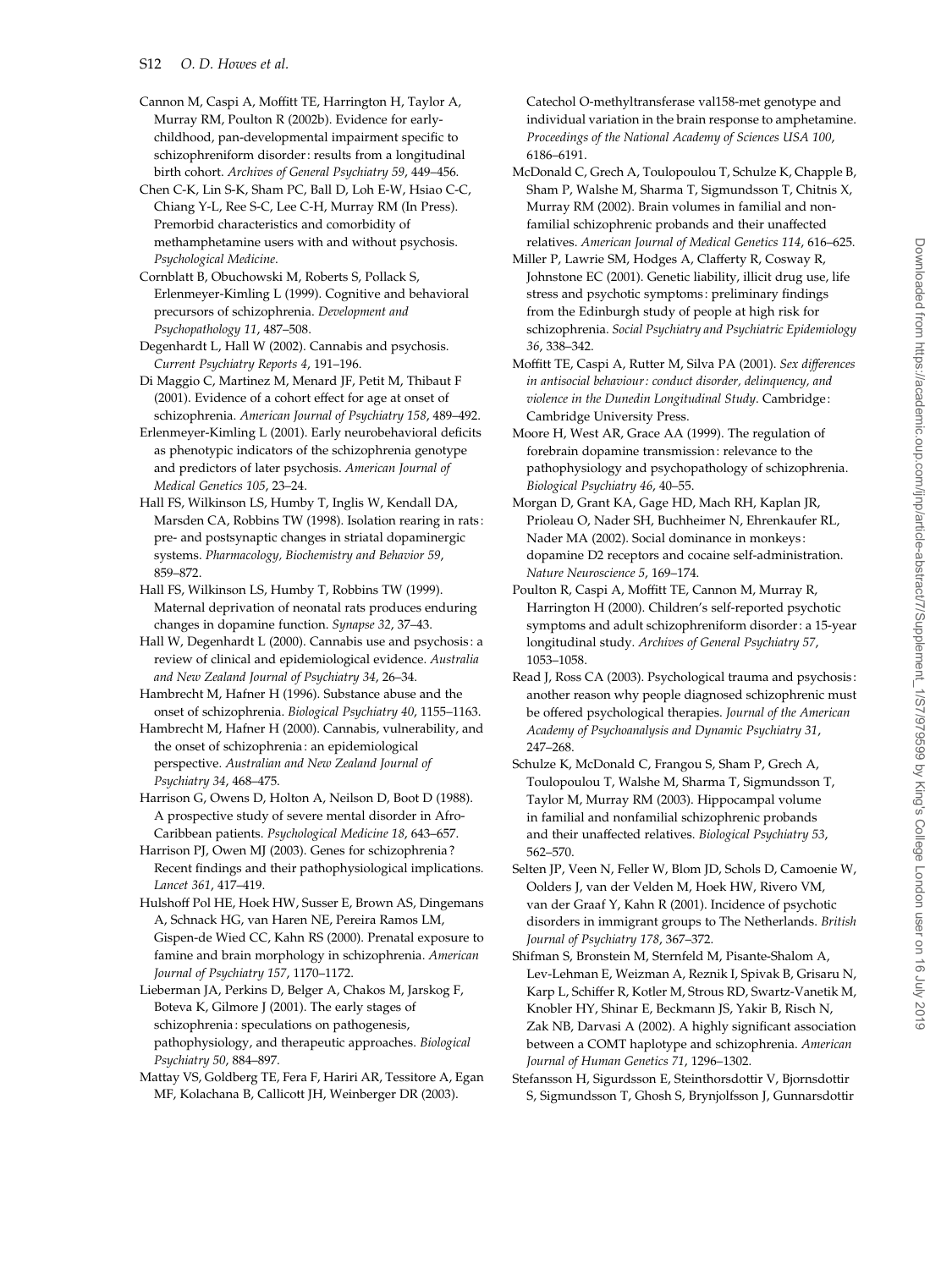Cannon M, Caspi A, Moffitt TE, Harrington H, Taylor A, Murray RM, Poulton R (2002b). Evidence for early-childhood, pan-developmental impairment specific to schizophreniform disorder: results from a longitudinal birth cohort. *Archives of General Psychiatry 59*, 449–456.

Chen C-K, Lin S-K, Sham PC, Ball D, Loh E-W, Hsiao C-C, Chiang Y-L, Ree S-C, Lee C-H, Murray RM (In Press). Premorbid characteristics and comorbidity of methamphetamine users with and without psychosis. *Psychological Medicine*.

Cornblatt B, Obuchowski M, Roberts S, Pollack S, Erlenmeyer-Kimling L (1999). Cognitive and behavioral precursors of schizophrenia. *Development and Psychopathology 11*, 487–508.

Degenhardt L, Hall W (2002). Cannabis and psychosis. *Current Psychiatry Reports 4*, 191–196.

Di Maggio C, Martinez M, Menard JF, Petit M, Thibaut F (2001). Evidence of a cohort effect for age at onset of schizophrenia. *American Journal of Psychiatry 158*, 489–492.

Erlenmeyer-Kimling L (2001). Early neurobehavioral deficits as phenotypic indicators of the schizophrenia genotype and predictors of later psychosis. *American Journal of Medical Genetics 105*, 23–24.

Hall FS, Wilkinson LS, Humby T, Inglis W, Kendall DA, Marsden CA, Robbins TW (1998). Isolation rearing in rats: pre- and postsynaptic changes in striatal dopaminergic systems. *Pharmacology, Biochemistry and Behavior 59*, 859–872.

Hall FS, Wilkinson LS, Humby T, Robbins TW (1999). Maternal deprivation of neonatal rats produces enduring changes in dopamine function. *Synapse 32*, 37–43.

Hall W, Degenhardt L (2000). Cannabis use and psychosis: a review of clinical and epidemiological evidence. *Australia and New Zealand Journal of Psychiatry 34*, 26–34.

Hambrecht M, Hafner H (1996). Substance abuse and the onset of schizophrenia. *Biological Psychiatry 40*, 1155–1163.

Hambrecht M, Hafner H (2000). Cannabis, vulnerability, and the onset of schizophrenia: an epidemiological perspective. *Australian and New Zealand Journal of Psychiatry 34*, 468–475.

Harrison G, Owens D, Holton A, Neilson D, Boot D (1988). A prospective study of severe mental disorder in Afro-Caribbean patients. *Psychological Medicine 18*, 643–657.

Harrison PJ, Owen MJ (2003). Genes for schizophrenia? Recent findings and their pathophysiological implications. *Lancet 361*, 417–419.

Hulshoff Pol HE, Hoek HW, Susser E, Brown AS, Dingemans A, Schnack HG, van Haren NE, Pereira Ramos LM, Gispen-de Wied CC, Kahn RS (2000). Prenatal exposure to famine and brain morphology in schizophrenia. *American Journal of Psychiatry 157*, 1170–1172.

Lieberman JA, Perkins D, Belger A, Chakos M, Jarskog F, Boteva K, Gilmore J (2001). The early stages of schizophrenia: speculations on pathogenesis, pathophysiology, and therapeutic approaches. *Biological Psychiatry 50*, 884–897.

Mattay VS, Goldberg TE, Fera F, Hariri AR, Tessitore A, Egan MF, Kolachana B, Callicott JH, Weinberger DR (2003). Catechol O-methyltransferase val158-met genotype and individual variation in the brain response to amphetamine. *Proceedings of the National Academy of Sciences USA 100*, 6186–6191.

McDonald C, Grech A, Toulopoulou T, Schulze K, Chapple B, Sham P, Walshe M, Sharma T, Sigmundsson T, Chitnis X, Murray RM (2002). Brain volumes in familial and non-familial schizophrenic probands and their unaffected relatives. *American Journal of Medical Genetics 114*, 616–625.

Miller P, Lawrie SM, Hodges A, Clafferty R, Cosway R, Johnstone EC (2001). Genetic liability, illicit drug use, life stress and psychotic symptoms: preliminary findings from the Edinburgh study of people at high risk for schizophrenia. *Social Psychiatry and Psychiatric Epidemiology 36*, 338–342.

Moffitt TE, Caspi A, Rutter M, Silva PA (2001). *Sex differences in antisocial behaviour: conduct disorder, delinquency, and violence in the Dunedin Longitudinal Study*. Cambridge: Cambridge University Press.

Moore H, West AR, Grace AA (1999). The regulation of forebrain dopamine transmission: relevance to the pathophysiology and psychopathology of schizophrenia. *Biological Psychiatry 46*, 40–55.

Morgan D, Grant KA, Gage HD, Mach RH, Kaplan JR, Prioleau O, Nader SH, Buchheimer N, Ehrenkaufer RL, Nader MA (2002). Social dominance in monkeys: dopamine D2 receptors and cocaine self-administration. *Nature Neuroscience 5*, 169–174.

Poulton R, Caspi A, Moffitt TE, Cannon M, Murray R, Harrington H (2000). Children's self-reported psychotic symptoms and adult schizophreniform disorder: a 15-year longitudinal study. *Archives of General Psychiatry 57*, 1053–1058.

Read J, Ross CA (2003). Psychological trauma and psychosis: another reason why people diagnosed schizophrenic must be offered psychological therapies. *Journal of the American Academy of Psychoanalysis and Dynamic Psychiatry 31*, 247–268.

Schulze K, McDonald C, Frangou S, Sham P, Grech A, Toulopoulou T, Walshe M, Sharma T, Sigmundsson T, Taylor M, Murray RM (2003). Hippocampal volume in familial and nonfamilial schizophrenic probands and their unaffected relatives. *Biological Psychiatry 53*, 562–570.

Selten JP, Veen N, Feller W, Blom JD, Schols D, Camoenie W, Oolders J, van der Velden M, Hoek HW, Rivero VM, van der Graaf Y, Kahn R (2001). Incidence of psychotic disorders in immigrant groups to The Netherlands. *British Journal of Psychiatry 178*, 367–372.

Shifman S, Bronstein M, Sternfeld M, Pisante-Shalom A, Lev-Lehman E, Weizman A, Reznik I, Spivak B, Grisaru N, Karp L, Schiffer R, Kotler M, Strous RD, Swartz-Vanetik M, Knobler HY, Shinar E, Beckmann JS, Yakir B, Risch N, Zak NB, Darvasi A (2002). A highly significant association between a COMT haplotype and schizophrenia. *American Journal of Human Genetics 71*, 1296–1302.

Stefansson H, Sigurdsson E, Steinthorsdottir V, Bjornsdottir S, Sigmundsson T, Ghosh S, Brynjolfsson J, Gunnarsdottir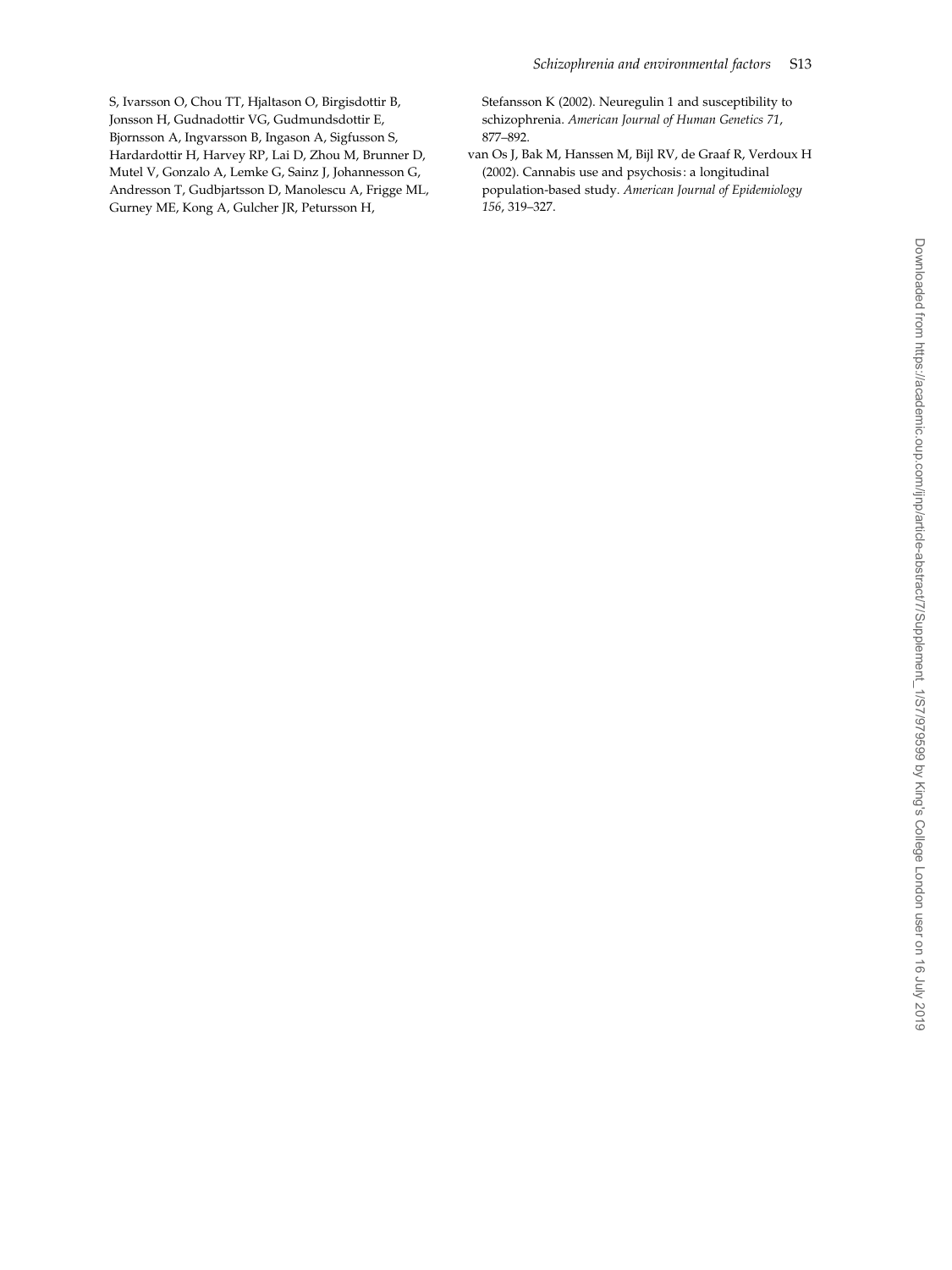S, Ivarsson O, Chou TT, Hjaltason O, Birgisdottir B, Jonsson H, Gudnadottir VG, Gudmundsdottir E, Bjornsson A, Ingvarsson B, Ingason A, Sigfusson S, Hardardottir H, Harvey RP, Lai D, Zhou M, Brunner D, Mutel V, Gonzalo A, Lemke G, Sainz J, Johannesson G, Andresson T, Gudbjartsson D, Manolescu A, Frigge ML, Gurney ME, Kong A, Gulcher JR, Petursson H, Stefansson K (2002). Neuregulin 1 and susceptibility to schizophrenia. *American Journal of Human Genetics 71*, 877–892.

van Os J, Bak M, Hanssen M, Bijl RV, de Graaf R, Verdoux H (2002). Cannabis use and psychosis: a longitudinal population-based study. *American Journal of Epidemiology 156*, 319–327.